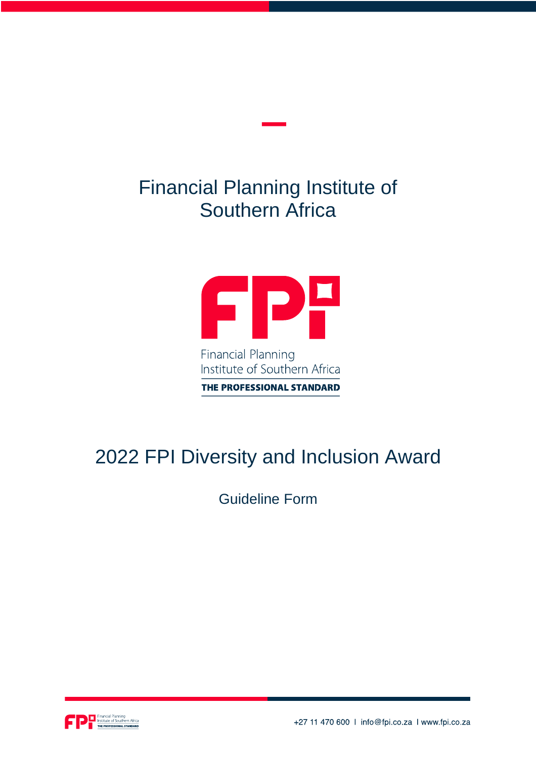# Financial Planning Institute of Southern Africa

Financial Planning
Institute of Southern Africa
THE PROFESSIONAL STANDARD

## 2022 FPI Diversity and Inclusion Award

Guideline Form

+27 11 470 600 I info@fpi.co.za I www.fpi.co.za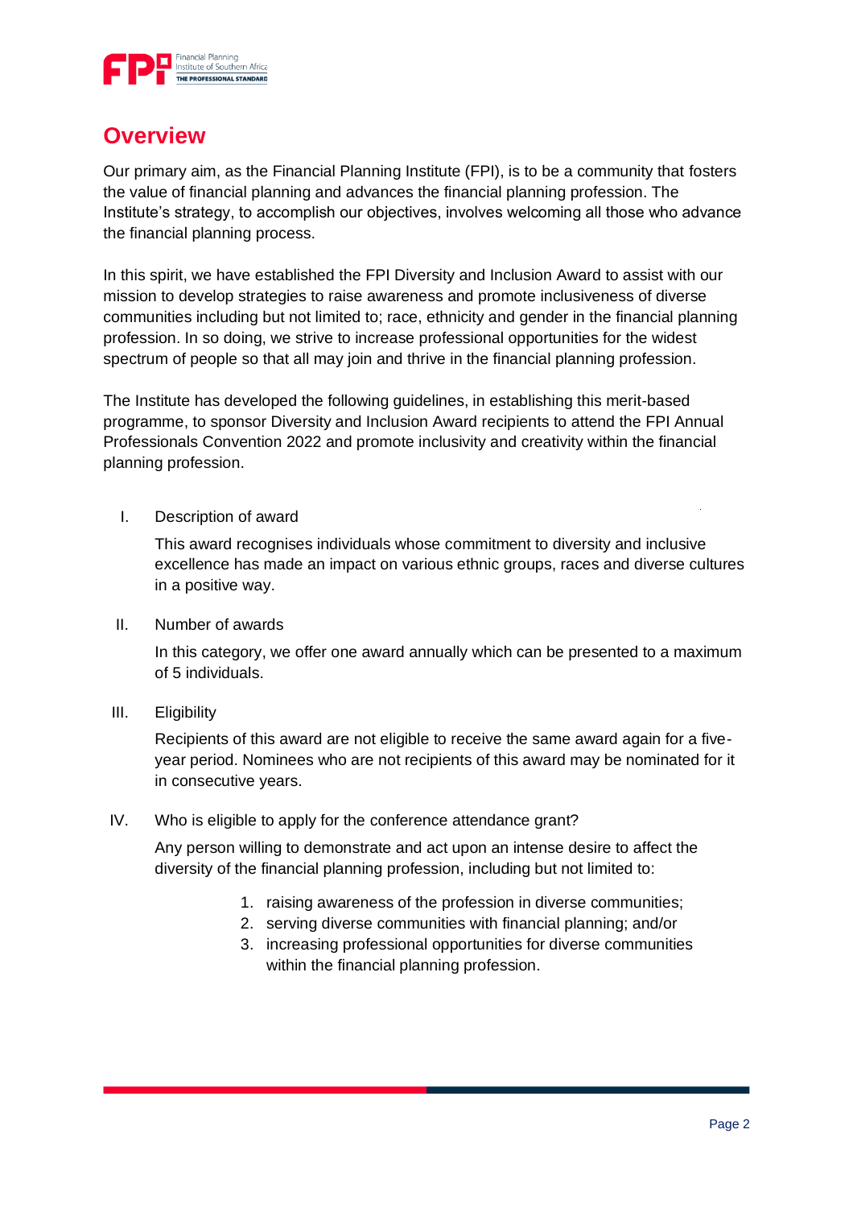## Overview

Our primary aim, as the Financial Planning Institute (FPI), is to be a community that fosters the value of financial planning and advances the financial planning profession. The Institute's strategy, to accomplish our objectives, involves welcoming all those who advance the financial planning process.

In this spirit, we have established the FPI Diversity and Inclusion Award to assist with our mission to develop strategies to raise awareness and promote inclusiveness of diverse communities including but not limited to; race, ethnicity and gender in the financial planning profession. In so doing, we strive to increase professional opportunities for the widest spectrum of people so that all may join and thrive in the financial planning profession.

The Institute has developed the following guidelines, in establishing this merit-based programme, to sponsor Diversity and Inclusion Award recipients to attend the FPI Annual Professionals Convention 2022 and promote inclusivity and creativity within the financial planning profession.

I. Description of award

   This award recognises individuals whose commitment to diversity and inclusive excellence has made an impact on various ethnic groups, races and diverse cultures in a positive way.

II. Number of awards

   In this category, we offer one award annually which can be presented to a maximum of 5 individuals.

III. Eligibility

   Recipients of this award are not eligible to receive the same award again for a five-year period. Nominees who are not recipients of this award may be nominated for it in consecutive years.

IV. Who is eligible to apply for the conference attendance grant?

   Any person willing to demonstrate and act upon an intense desire to affect the diversity of the financial planning profession, including but not limited to:

   1. raising awareness of the profession in diverse communities;
   2. serving diverse communities with financial planning; and/or
   3. increasing professional opportunities for diverse communities within the financial planning profession.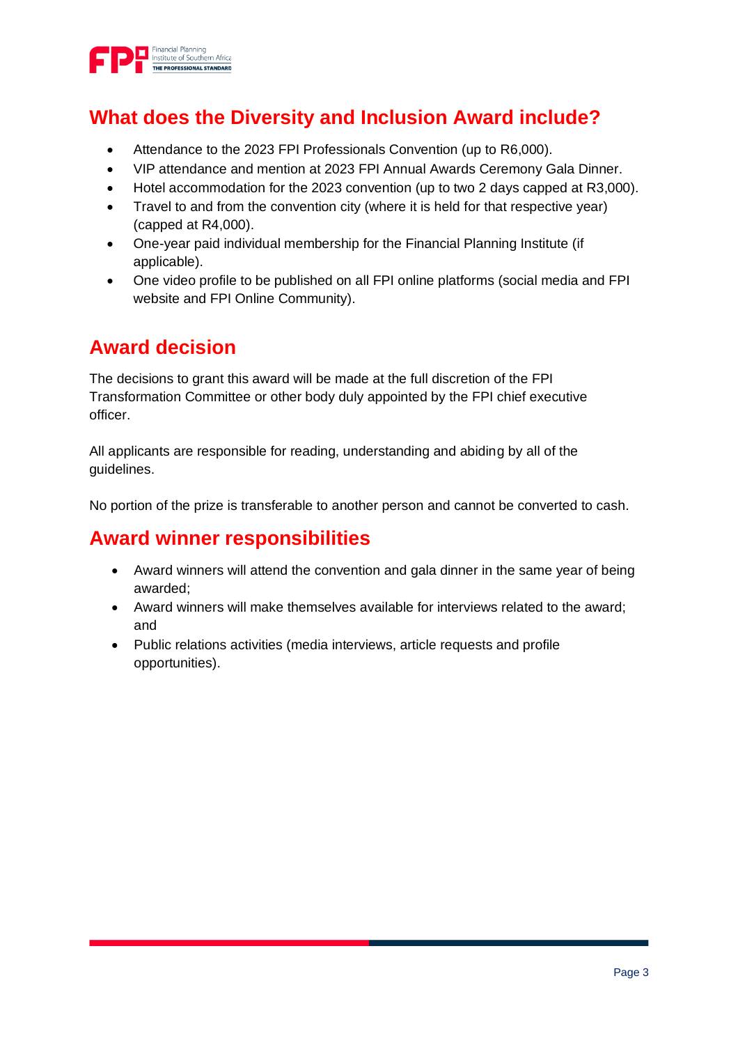## What does the Diversity and Inclusion Award include?

- Attendance to the 2023 FPI Professionals Convention (up to R6,000).
- VIP attendance and mention at 2023 FPI Annual Awards Ceremony Gala Dinner.
- Hotel accommodation for the 2023 convention (up to two 2 days capped at R3,000).
- Travel to and from the convention city (where it is held for that respective year) (capped at R4,000).
- One-year paid individual membership for the Financial Planning Institute (if applicable).
- One video profile to be published on all FPI online platforms (social media and FPI website and FPI Online Community).

## Award decision

The decisions to grant this award will be made at the full discretion of the FPI Transformation Committee or other body duly appointed by the FPI chief executive officer.

All applicants are responsible for reading, understanding and abiding by all of the guidelines.

No portion of the prize is transferable to another person and cannot be converted to cash.

## Award winner responsibilities

- Award winners will attend the convention and gala dinner in the same year of being awarded;
- Award winners will make themselves available for interviews related to the award; and
- Public relations activities (media interviews, article requests and profile opportunities).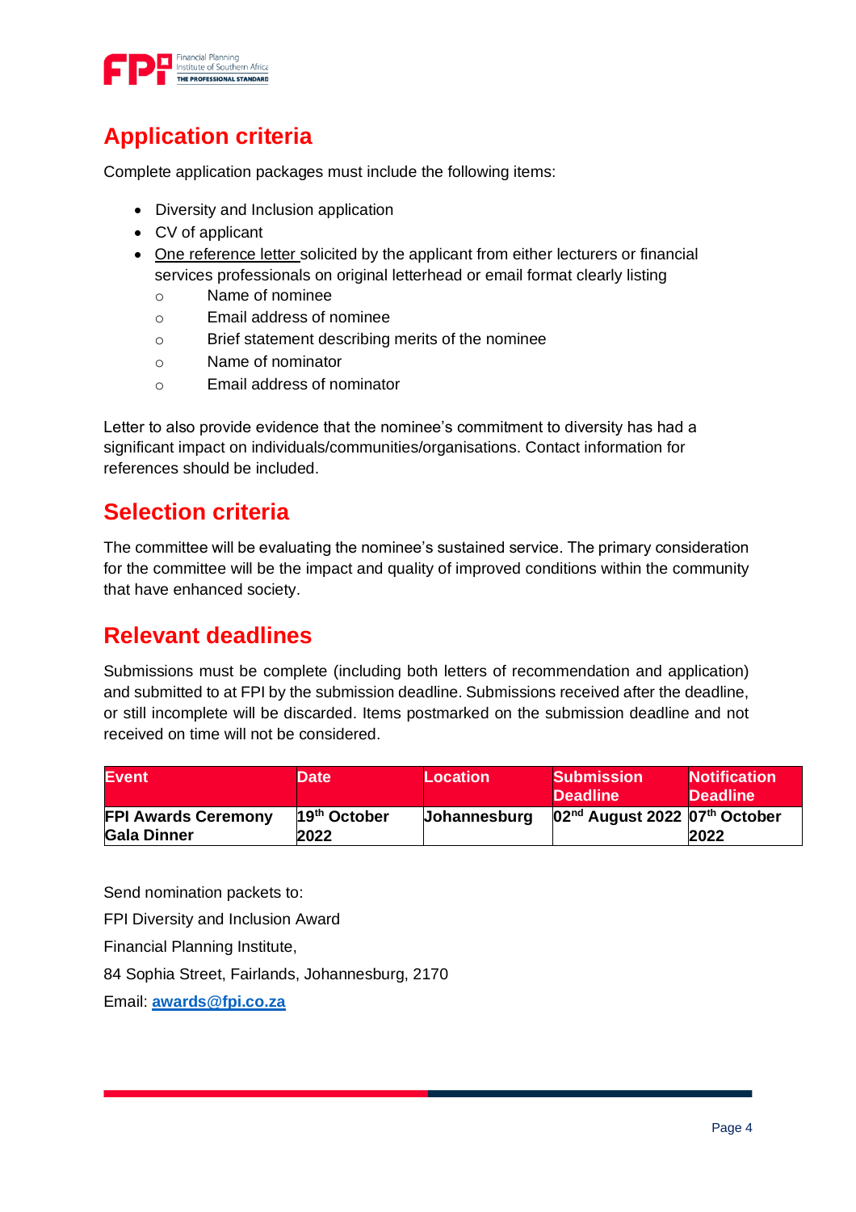## Application criteria

Complete application packages must include the following items:

- Diversity and Inclusion application
- CV of applicant
- One reference letter solicited by the applicant from either lecturers or financial services professionals on original letterhead or email format clearly listing
  - Name of nominee
  - Email address of nominee
  - Brief statement describing merits of the nominee
  - Name of nominator
  - Email address of nominator

Letter to also provide evidence that the nominee's commitment to diversity has had a significant impact on individuals/communities/organisations. Contact information for references should be included.

## Selection criteria

The committee will be evaluating the nominee's sustained service. The primary consideration for the committee will be the impact and quality of improved conditions within the community that have enhanced society.

## Relevant deadlines

Submissions must be complete (including both letters of recommendation and application) and submitted to at FPI by the submission deadline. Submissions received after the deadline, or still incomplete will be discarded. Items postmarked on the submission deadline and not received on time will not be considered.

| Event | Date | Location | Submission Deadline | Notification Deadline |
|---|---|---|---|---|
| **FPI Awards Ceremony Gala Dinner** | **19th October 2022** | **Johannesburg** | **02nd August 2022** | **07th October 2022** |

Send nomination packets to:

FPI Diversity and Inclusion Award

Financial Planning Institute,

84 Sophia Street, Fairlands, Johannesburg, 2170

Email: **awards@fpi.co.za**